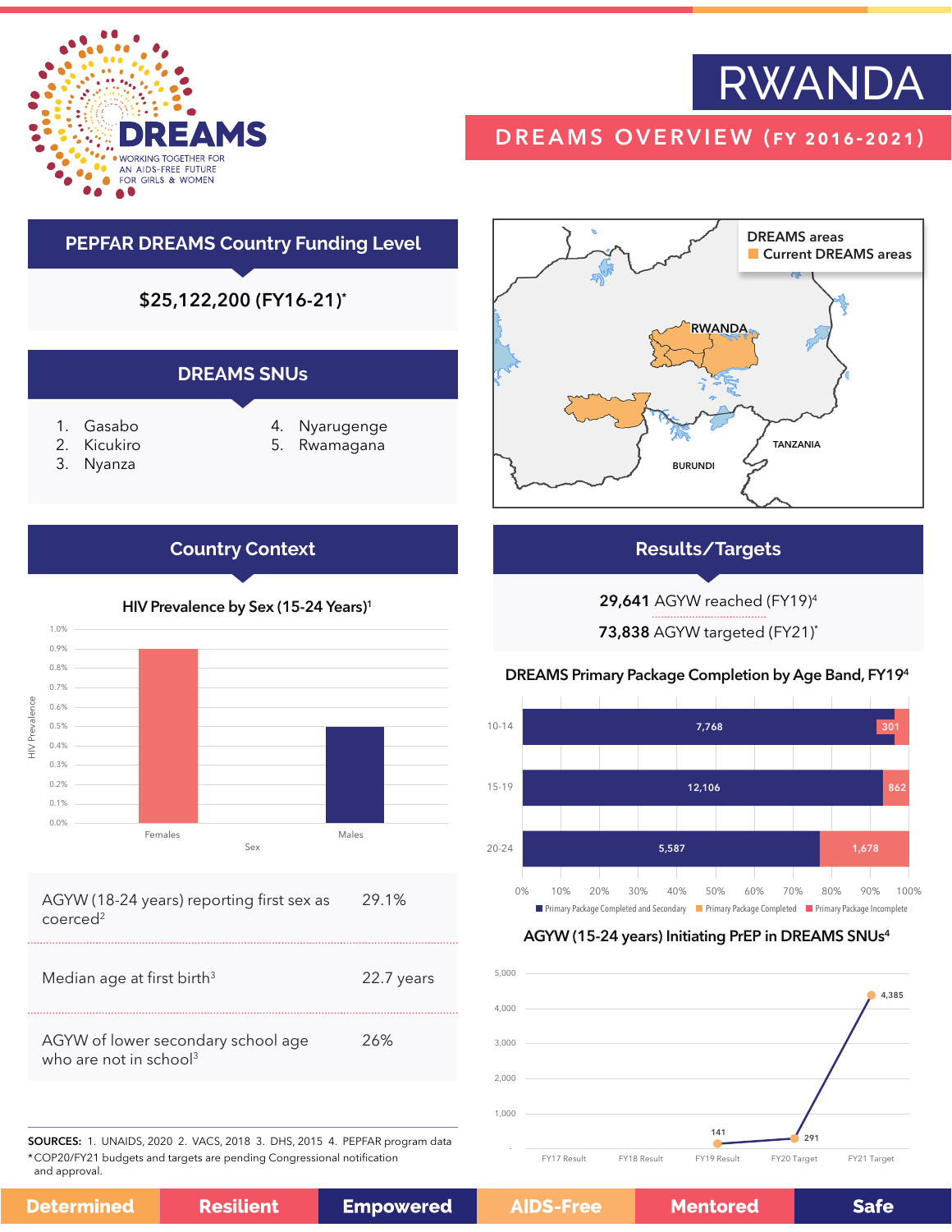# RWANDA

## DREAMS OVERVIEW (FY 2016-2021)

DREAMS — WORKING TOGETHER FOR AN AIDS-FREE FUTURE FOR GIRLS & WOMEN

## PEPFAR DREAMS Country Funding Level

**$25,122,200 (FY16-21)***

## DREAMS SNUs

1. Gasabo
2. Kicukiro
3. Nyanza
4. Nyarugenge
5. Rwamagana

DREAMS areas
- Current DREAMS areas

RWANDA
TANZANIA
BURUNDI

## Country Context

### HIV Prevalence by Sex (15-24 Years)[1]

| Sex | HIV Prevalence |
|---|---|
| Females | 0.9% |
| Males | 0.5% |

| | |
|---|---|
| AGYW (18-24 years) reporting first sex as coerced[2] | 29.1% |
| Median age at first birth[3] | 22.7 years |
| AGYW of lower secondary school age who are not in school[3] | 26% |

## Results/Targets

**29,641** AGYW reached (FY19)[4]

**73,838** AGYW targeted (FY21)*

### DREAMS Primary Package Completion by Age Band, FY19[4]

| Age Band | Primary Package Completed and Secondary | Primary Package Completed | Primary Package Incomplete |
|---|---|---|---|
| 10-14 | 7,768 | | 301 |
| 15-19 | 12,106 | | 862 |
| 20-24 | 5,587 | | 1,678 |

### AGYW (15-24 years) Initiating PrEP in DREAMS SNUs[4]

| | FY17 Result | FY18 Result | FY19 Result | FY20 Target | FY21 Target |
|---|---|---|---|---|---|
| AGYW initiating PrEP | | | 141 | 291 | 4,385 |

**SOURCES:** 1. UNAIDS, 2020 2. VACS, 2018 3. DHS, 2015 4. PEPFAR program data

*COP20/FY21 budgets and targets are pending Congressional notification and approval.

Determined | Resilient | Empowered | AIDS-Free | Mentored | Safe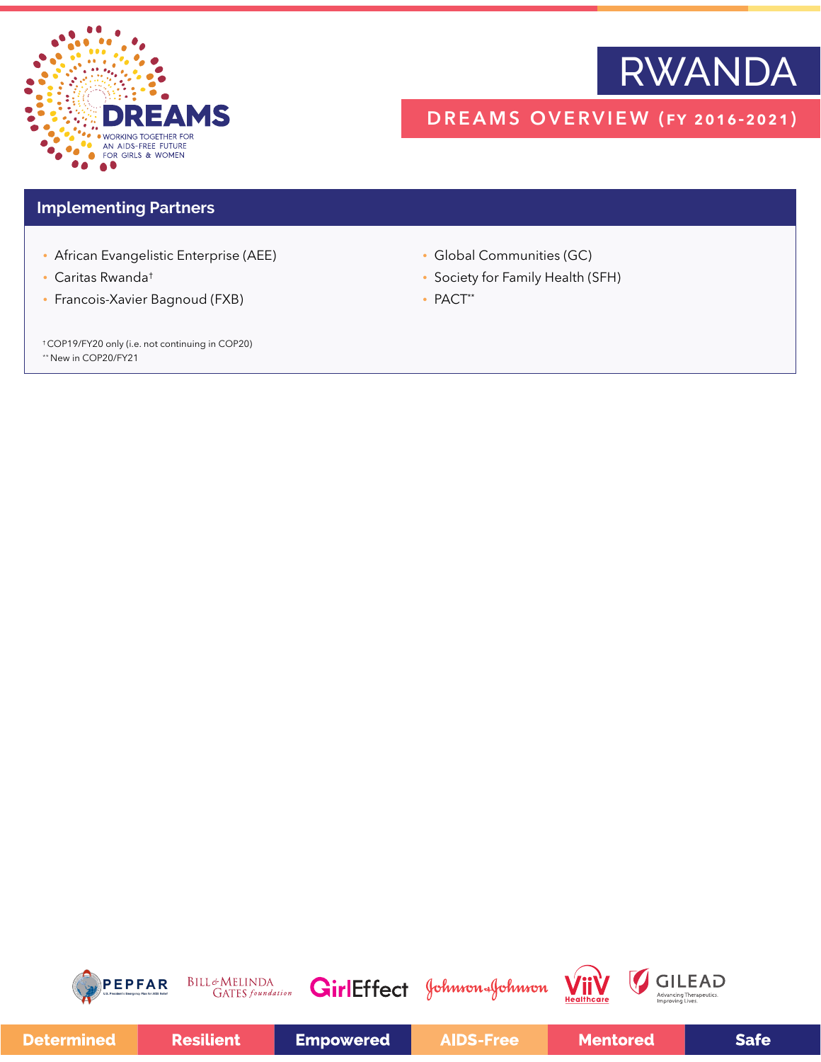# RWANDA

## DREAMS OVERVIEW (FY 2016-2021)

### Implementing Partners

- African Evangelistic Enterprise (AEE)
- Caritas Rwanda†
- Francois-Xavier Bagnoud (FXB)
- Global Communities (GC)
- Society for Family Health (SFH)
- PACT**

† COP19/FY20 only (i.e. not continuing in COP20)
** New in COP20/FY21

Determined | Resilient | Empowered | AIDS-Free | Mentored | Safe